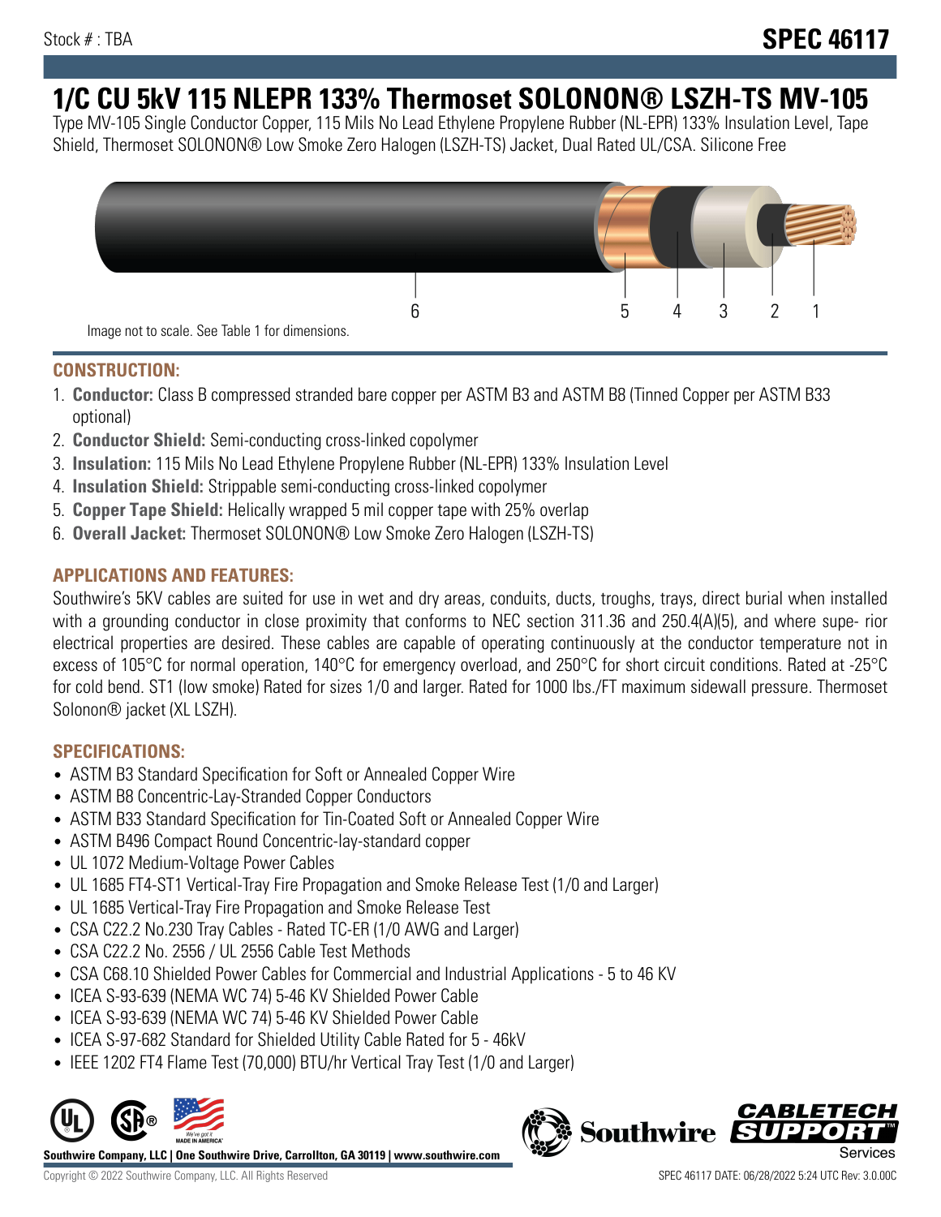Stock # : TBA

# SPEC 46117

# 1/C CU 5kV 115 NLEPR 133% Thermoset SOLONON® LSZH-TS MV-105

Type MV-105 Single Conductor Copper, 115 Mils No Lead Ethylene Propylene Rubber (NL-EPR) 133% Insulation Level, Tape Shield, Thermoset SOLONON® Low Smoke Zero Halogen (LSZH-TS) Jacket, Dual Rated UL/CSA. Silicone Free

6 5 4 3 2 1

Image not to scale. See Table 1 for dimensions.

## CONSTRUCTION:

1. **Conductor:** Class B compressed stranded bare copper per ASTM B3 and ASTM B8 (Tinned Copper per ASTM B33 optional)
2. **Conductor Shield:** Semi-conducting cross-linked copolymer
3. **Insulation:** 115 Mils No Lead Ethylene Propylene Rubber (NL-EPR) 133% Insulation Level
4. **Insulation Shield:** Strippable semi-conducting cross-linked copolymer
5. **Copper Tape Shield:** Helically wrapped 5 mil copper tape with 25% overlap
6. **Overall Jacket:** Thermoset SOLONON® Low Smoke Zero Halogen (LSZH-TS)

## APPLICATIONS AND FEATURES:

Southwire's 5KV cables are suited for use in wet and dry areas, conduits, ducts, troughs, trays, direct burial when installed with a grounding conductor in close proximity that conforms to NEC section 311.36 and 250.4(A)(5), and where supe- rior electrical properties are desired. These cables are capable of operating continuously at the conductor temperature not in excess of 105°C for normal operation, 140°C for emergency overload, and 250°C for short circuit conditions. Rated at -25°C for cold bend. ST1 (low smoke) Rated for sizes 1/0 and larger. Rated for 1000 lbs./FT maximum sidewall pressure. Thermoset Solonon® jacket (XL LSZH).

## SPECIFICATIONS:

- ASTM B3 Standard Specification for Soft or Annealed Copper Wire
- ASTM B8 Concentric-Lay-Stranded Copper Conductors
- ASTM B33 Standard Specification for Tin-Coated Soft or Annealed Copper Wire
- ASTM B496 Compact Round Concentric-lay-standard copper
- UL 1072 Medium-Voltage Power Cables
- UL 1685 FT4-ST1 Vertical-Tray Fire Propagation and Smoke Release Test (1/0 and Larger)
- UL 1685 Vertical-Tray Fire Propagation and Smoke Release Test
- CSA C22.2 No.230 Tray Cables - Rated TC-ER (1/0 AWG and Larger)
- CSA C22.2 No. 2556 / UL 2556 Cable Test Methods
- CSA C68.10 Shielded Power Cables for Commercial and Industrial Applications - 5 to 46 KV
- ICEA S-93-639 (NEMA WC 74) 5-46 KV Shielded Power Cable
- ICEA S-93-639 (NEMA WC 74) 5-46 KV Shielded Power Cable
- ICEA S-97-682 Standard for Shielded Utility Cable Rated for 5 - 46kV
- IEEE 1202 FT4 Flame Test (70,000) BTU/hr Vertical Tray Test (1/0 and Larger)

**Southwire Company, LLC | One Southwire Drive, Carrollton, GA 30119 | www.southwire.com**

Copyright © 2022 Southwire Company, LLC. All Rights Reserved

SPEC 46117 DATE: 06/28/2022 5:24 UTC Rev: 3.0.00C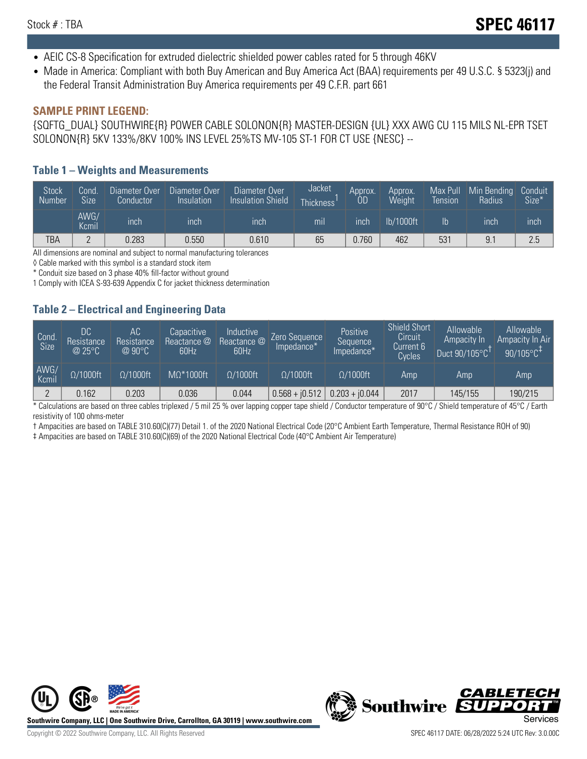- AEIC CS-8 Specification for extruded dielectric shielded power cables rated for 5 through 46KV
- Made in America: Compliant with both Buy American and Buy America Act (BAA) requirements per 49 U.S.C. § 5323(j) and the Federal Transit Administration Buy America requirements per 49 C.F.R. part 661

### SAMPLE PRINT LEGEND:

{SQFTG_DUAL} SOUTHWIRE{R} POWER CABLE SOLONON{R} MASTER-DESIGN {UL} XXX AWG CU 115 MILS NL-EPR TSET SOLONON{R} 5KV 133%/8KV 100% INS LEVEL 25%TS MV-105 ST-1 FOR CT USE {NESC} --

### Table 1 – Weights and Measurements

| Stock Number | Cond. Size | Diameter Over Conductor | Diameter Over Insulation | Diameter Over Insulation Shield | Jacket Thickness[1] | Approx. OD | Approx. Weight | Max Pull Tension | Min Bending Radius | Conduit Size* |
|---|---|---|---|---|---|---|---|---|---|---|
| | AWG/ Kcmil | inch | inch | inch | mil | inch | lb/1000ft | lb | inch | inch |
| TBA | 2 | 0.283 | 0.550 | 0.610 | 65 | 0.760 | 462 | 531 | 9.1 | 2.5 |

All dimensions are nominal and subject to normal manufacturing tolerances

◊ Cable marked with this symbol is a standard stock item

\* Conduit size based on 3 phase 40% fill-factor without ground

1 Comply with ICEA S-93-639 Appendix C for jacket thickness determination

### Table 2 – Electrical and Engineering Data

| Cond. Size | DC Resistance @ 25°C | AC Resistance @ 90°C | Capacitive Reactance @ 60Hz | Inductive Reactance @ 60Hz | Zero Sequence Impedance* | Positive Sequence Impedance* | Shield Short Circuit Current 6 Cycles | Allowable Ampacity In Duct 90/105°C† | Allowable Ampacity In Air 90/105°C‡ |
|---|---|---|---|---|---|---|---|---|---|
| AWG/ Kcmil | Ω/1000ft | Ω/1000ft | MΩ*1000ft | Ω/1000ft | Ω/1000ft | Ω/1000ft | Amp | Amp | Amp |
| 2 | 0.162 | 0.203 | 0.036 | 0.044 | 0.568 + j0.512 | 0.203 + j0.044 | 2017 | 145/155 | 190/215 |

\* Calculations are based on three cables triplexed / 5 mil 25 % over lapping copper tape shield / Conductor temperature of 90°C / Shield temperature of 45°C / Earth resistivity of 100 ohms-meter

† Ampacities are based on TABLE 310.60(C)(77) Detail 1. of the 2020 National Electrical Code (20°C Ambient Earth Temperature, Thermal Resistance ROH of 90)

‡ Ampacities are based on TABLE 310.60(C)(69) of the 2020 National Electrical Code (40°C Ambient Air Temperature)